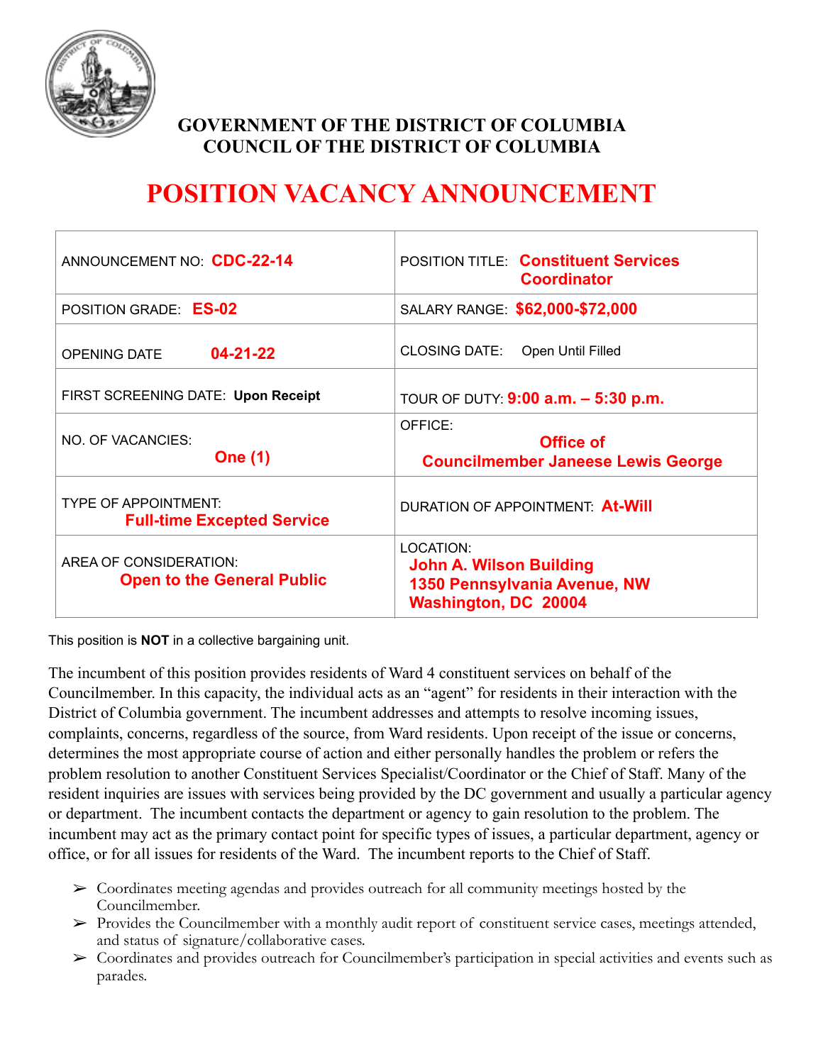**GOVERNMENT OF THE DISTRICT OF COLUMBIA**
**COUNCIL OF THE DISTRICT OF COLUMBIA**

# POSITION VACANCY ANNOUNCEMENT

| | |
|---|---|
| ANNOUNCEMENT NO: **CDC-22-14** | POSITION TITLE: **Constituent Services Coordinator** |
| POSITION GRADE: **ES-02** | SALARY RANGE: **$62,000-$72,000** |
| OPENING DATE **04-21-22** | CLOSING DATE: Open Until Filled |
| FIRST SCREENING DATE: **Upon Receipt** | TOUR OF DUTY: **9:00 a.m. – 5:30 p.m.** |
| NO. OF VACANCIES: **One (1)** | OFFICE: **Office of Councilmember Janeese Lewis George** |
| TYPE OF APPOINTMENT: **Full-time Excepted Service** | DURATION OF APPOINTMENT: **At-Will** |
| AREA OF CONSIDERATION: **Open to the General Public** | LOCATION: **John A. Wilson Building 1350 Pennsylvania Avenue, NW Washington, DC 20004** |

This position is **NOT** in a collective bargaining unit.

The incumbent of this position provides residents of Ward 4 constituent services on behalf of the Councilmember. In this capacity, the individual acts as an "agent" for residents in their interaction with the District of Columbia government. The incumbent addresses and attempts to resolve incoming issues, complaints, concerns, regardless of the source, from Ward residents. Upon receipt of the issue or concerns, determines the most appropriate course of action and either personally handles the problem or refers the problem resolution to another Constituent Services Specialist/Coordinator or the Chief of Staff. Many of the resident inquiries are issues with services being provided by the DC government and usually a particular agency or department. The incumbent contacts the department or agency to gain resolution to the problem. The incumbent may act as the primary contact point for specific types of issues, a particular department, agency or office, or for all issues for residents of the Ward. The incumbent reports to the Chief of Staff.

- Coordinates meeting agendas and provides outreach for all community meetings hosted by the Councilmember.
- Provides the Councilmember with a monthly audit report of constituent service cases, meetings attended, and status of signature/collaborative cases.
- Coordinates and provides outreach for Councilmember's participation in special activities and events such as parades.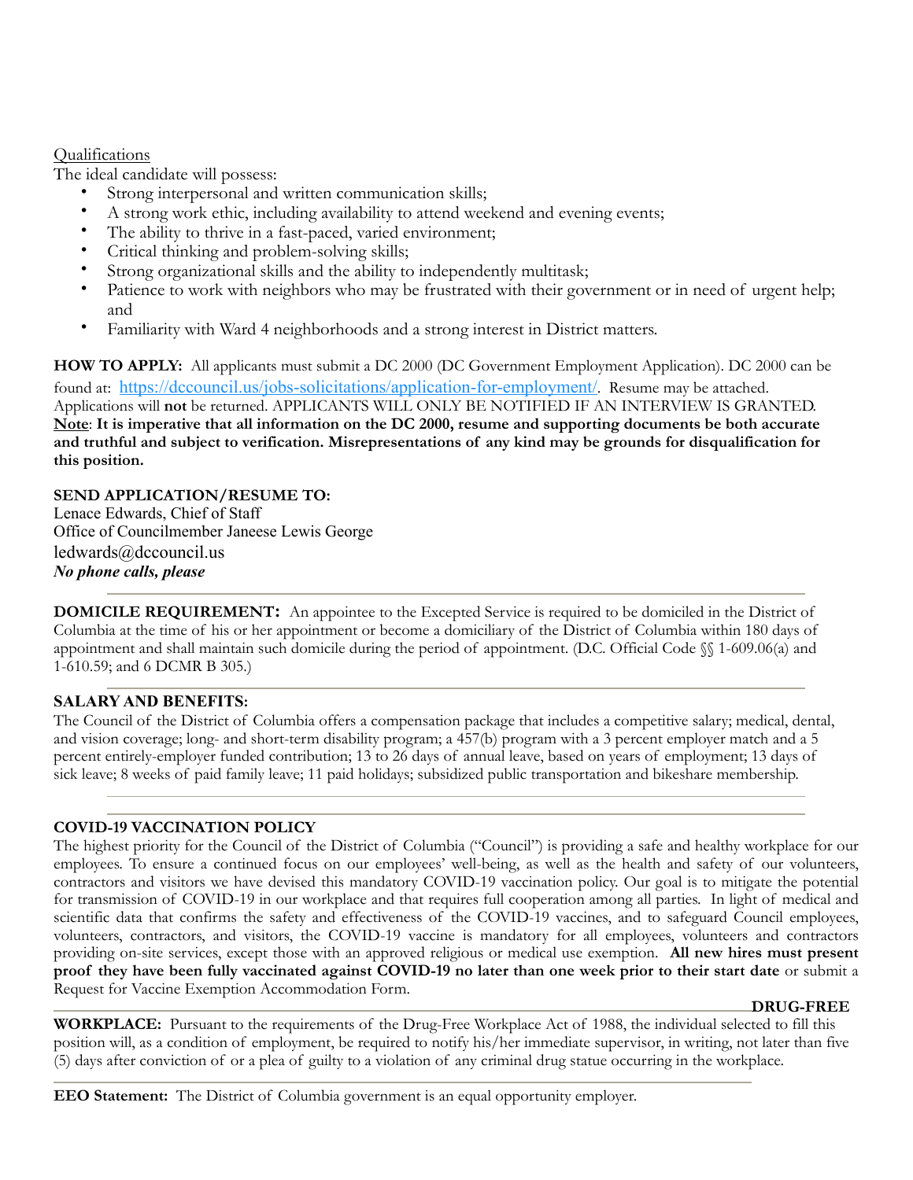Qualifications

The ideal candidate will possess:

- Strong interpersonal and written communication skills;
- A strong work ethic, including availability to attend weekend and evening events;
- The ability to thrive in a fast-paced, varied environment;
- Critical thinking and problem-solving skills;
- Strong organizational skills and the ability to independently multitask;
- Patience to work with neighbors who may be frustrated with their government or in need of urgent help; and
- Familiarity with Ward 4 neighborhoods and a strong interest in District matters.

**HOW TO APPLY:** All applicants must submit a DC 2000 (DC Government Employment Application). DC 2000 can be found at: https://dccouncil.us/jobs-solicitations/application-for-employment/. Resume may be attached. Applications will **not** be returned. APPLICANTS WILL ONLY BE NOTIFIED IF AN INTERVIEW IS GRANTED. **Note: It is imperative that all information on the DC 2000, resume and supporting documents be both accurate and truthful and subject to verification. Misrepresentations of any kind may be grounds for disqualification for this position.**

**SEND APPLICATION/RESUME TO:**
Lenace Edwards, Chief of Staff
Office of Councilmember Janeese Lewis George
ledwards@dccouncil.us
***No phone calls, please***

---

**DOMICILE REQUIREMENT:** An appointee to the Excepted Service is required to be domiciled in the District of Columbia at the time of his or her appointment or become a domiciliary of the District of Columbia within 180 days of appointment and shall maintain such domicile during the period of appointment. (D.C. Official Code §§ 1-609.06(a) and 1-610.59; and 6 DCMR B 305.)

---

**SALARY AND BENEFITS:**
The Council of the District of Columbia offers a compensation package that includes a competitive salary; medical, dental, and vision coverage; long- and short-term disability program; a 457(b) program with a 3 percent employer match and a 5 percent entirely-employer funded contribution; 13 to 26 days of annual leave, based on years of employment; 13 days of sick leave; 8 weeks of paid family leave; 11 paid holidays; subsidized public transportation and bikeshare membership.

---

**COVID-19 VACCINATION POLICY**
The highest priority for the Council of the District of Columbia ("Council") is providing a safe and healthy workplace for our employees. To ensure a continued focus on our employees' well-being, as well as the health and safety of our volunteers, contractors and visitors we have devised this mandatory COVID-19 vaccination policy. Our goal is to mitigate the potential for transmission of COVID-19 in our workplace and that requires full cooperation among all parties. In light of medical and scientific data that confirms the safety and effectiveness of the COVID-19 vaccines, and to safeguard Council employees, volunteers, contractors, and visitors, the COVID-19 vaccine is mandatory for all employees, volunteers and contractors providing on-site services, except those with an approved religious or medical use exemption. **All new hires must present proof they have been fully vaccinated against COVID-19 no later than one week prior to their start date** or submit a Request for Vaccine Exemption Accommodation Form.

---

**DRUG-FREE WORKPLACE:** Pursuant to the requirements of the Drug-Free Workplace Act of 1988, the individual selected to fill this position will, as a condition of employment, be required to notify his/her immediate supervisor, in writing, not later than five (5) days after conviction of or a plea of guilty to a violation of any criminal drug statue occurring in the workplace.

---

**EEO Statement:** The District of Columbia government is an equal opportunity employer.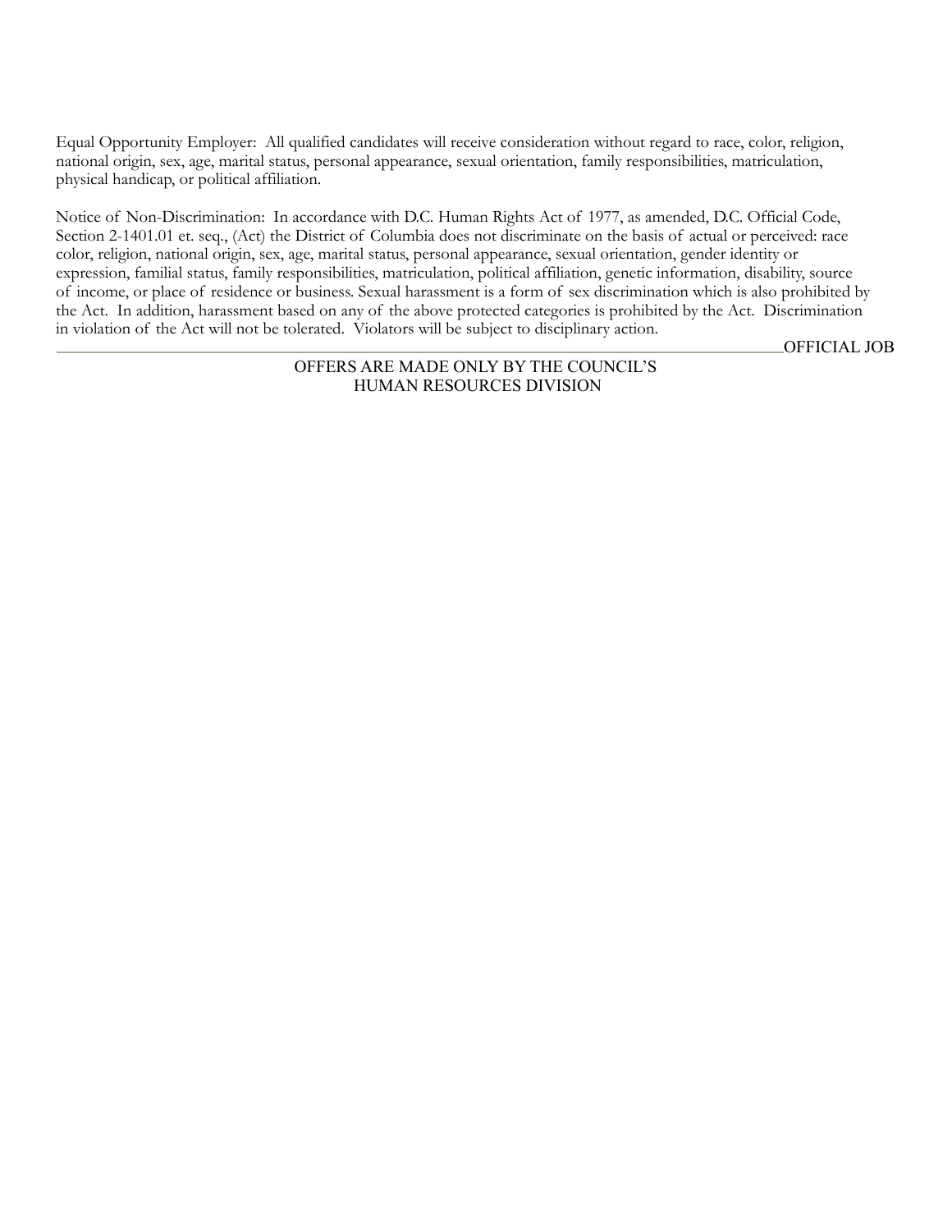Equal Opportunity Employer: All qualified candidates will receive consideration without regard to race, color, religion, national origin, sex, age, marital status, personal appearance, sexual orientation, family responsibilities, matriculation, physical handicap, or political affiliation.

Notice of Non-Discrimination: In accordance with D.C. Human Rights Act of 1977, as amended, D.C. Official Code, Section 2-1401.01 et. seq., (Act) the District of Columbia does not discriminate on the basis of actual or perceived: race color, religion, national origin, sex, age, marital status, personal appearance, sexual orientation, gender identity or expression, familial status, family responsibilities, matriculation, political affiliation, genetic information, disability, source of income, or place of residence or business. Sexual harassment is a form of sex discrimination which is also prohibited by the Act. In addition, harassment based on any of the above protected categories is prohibited by the Act. Discrimination in violation of the Act will not be tolerated. Violators will be subject to disciplinary action.

---

OFFICIAL JOB OFFERS ARE MADE ONLY BY THE COUNCIL'S HUMAN RESOURCES DIVISION